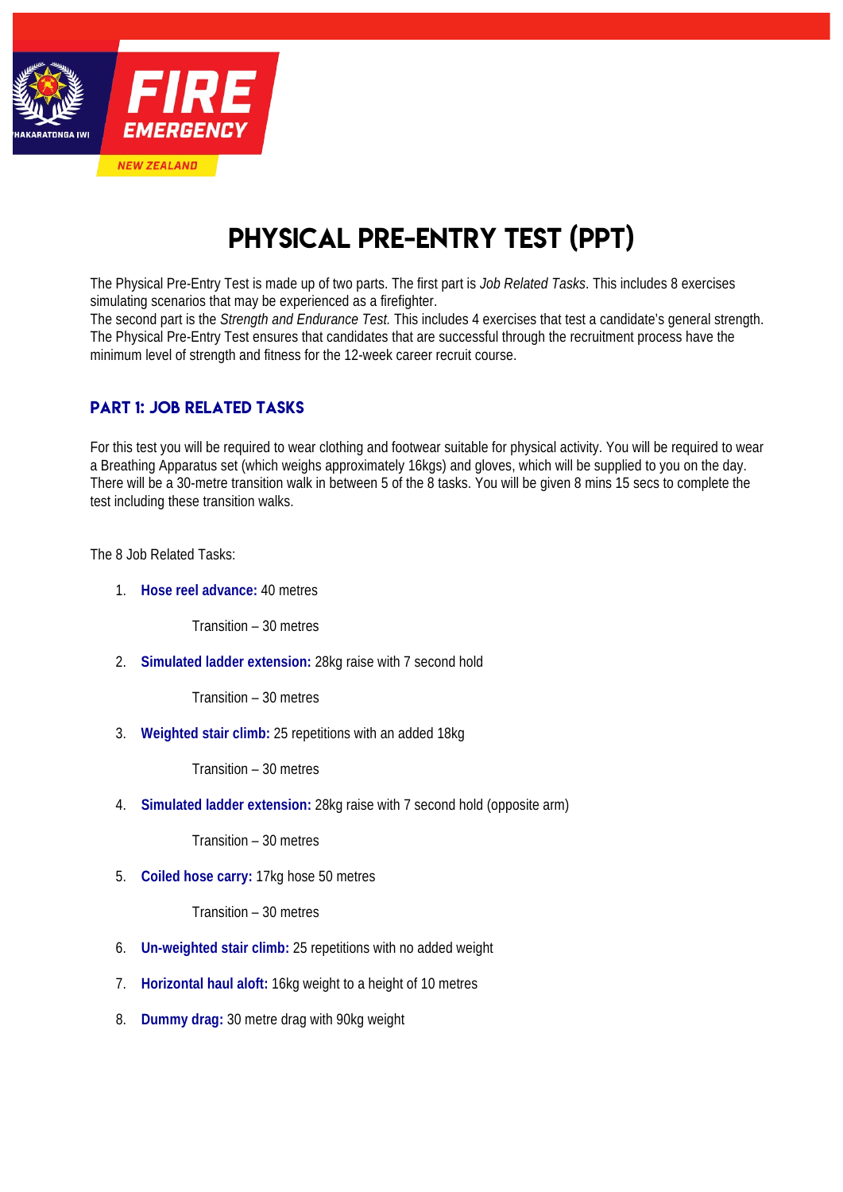# PHYSICAL PRE-ENTRY TEST (PPT)

The Physical Pre-Entry Test is made up of two parts. The first part is *Job Related Tasks*. This includes 8 exercises simulating scenarios that may be experienced as a firefighter.
The second part is the *Strength and Endurance Test.* This includes 4 exercises that test a candidate's general strength. The Physical Pre-Entry Test ensures that candidates that are successful through the recruitment process have the minimum level of strength and fitness for the 12-week career recruit course.

## PART 1: JOB RELATED TASKS

For this test you will be required to wear clothing and footwear suitable for physical activity. You will be required to wear a Breathing Apparatus set (which weighs approximately 16kgs) and gloves, which will be supplied to you on the day. There will be a 30-metre transition walk in between 5 of the 8 tasks. You will be given 8 mins 15 secs to complete the test including these transition walks.

The 8 Job Related Tasks:

1. **Hose reel advance:** 40 metres

   Transition – 30 metres

2. **Simulated ladder extension:** 28kg raise with 7 second hold

   Transition – 30 metres

3. **Weighted stair climb:** 25 repetitions with an added 18kg

   Transition – 30 metres

4. **Simulated ladder extension:** 28kg raise with 7 second hold (opposite arm)

   Transition – 30 metres

5. **Coiled hose carry:** 17kg hose 50 metres

   Transition – 30 metres

6. **Un-weighted stair climb:** 25 repetitions with no added weight
7. **Horizontal haul aloft:** 16kg weight to a height of 10 metres
8. **Dummy drag:** 30 metre drag with 90kg weight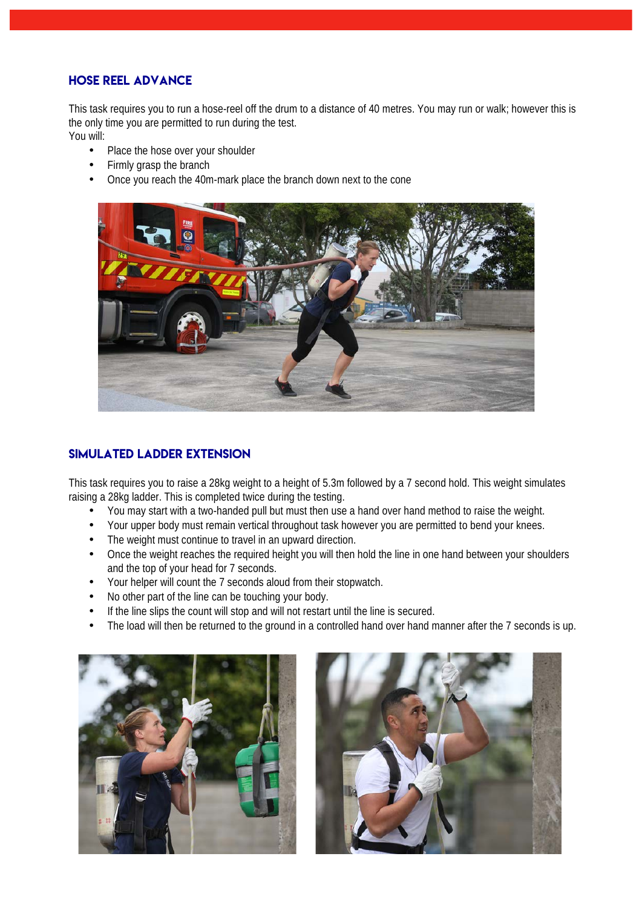## HOSE REEL ADVANCE

This task requires you to run a hose-reel off the drum to a distance of 40 metres. You may run or walk; however this is the only time you are permitted to run during the test.
You will:

- Place the hose over your shoulder
- Firmly grasp the branch
- Once you reach the 40m-mark place the branch down next to the cone

## SIMULATED LADDER EXTENSION

This task requires you to raise a 28kg weight to a height of 5.3m followed by a 7 second hold. This weight simulates raising a 28kg ladder. This is completed twice during the testing.

- You may start with a two-handed pull but must then use a hand over hand method to raise the weight.
- Your upper body must remain vertical throughout task however you are permitted to bend your knees.
- The weight must continue to travel in an upward direction.
- Once the weight reaches the required height you will then hold the line in one hand between your shoulders and the top of your head for 7 seconds.
- Your helper will count the 7 seconds aloud from their stopwatch.
- No other part of the line can be touching your body.
- If the line slips the count will stop and will not restart until the line is secured.
- The load will then be returned to the ground in a controlled hand over hand manner after the 7 seconds is up.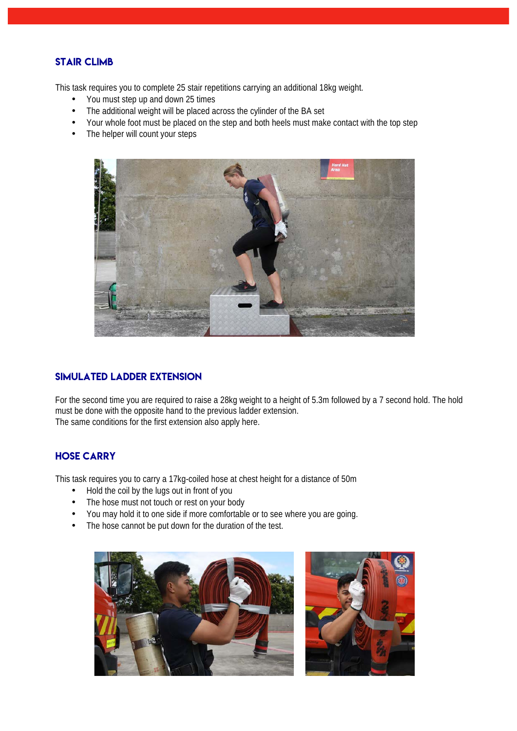## STAIR CLIMB

This task requires you to complete 25 stair repetitions carrying an additional 18kg weight.

- You must step up and down 25 times
- The additional weight will be placed across the cylinder of the BA set
- Your whole foot must be placed on the step and both heels must make contact with the top step
- The helper will count your steps

## SIMULATED LADDER EXTENSION

For the second time you are required to raise a 28kg weight to a height of 5.3m followed by a 7 second hold. The hold must be done with the opposite hand to the previous ladder extension.
The same conditions for the first extension also apply here.

## HOSE CARRY

This task requires you to carry a 17kg-coiled hose at chest height for a distance of 50m

- Hold the coil by the lugs out in front of you
- The hose must not touch or rest on your body
- You may hold it to one side if more comfortable or to see where you are going.
- The hose cannot be put down for the duration of the test.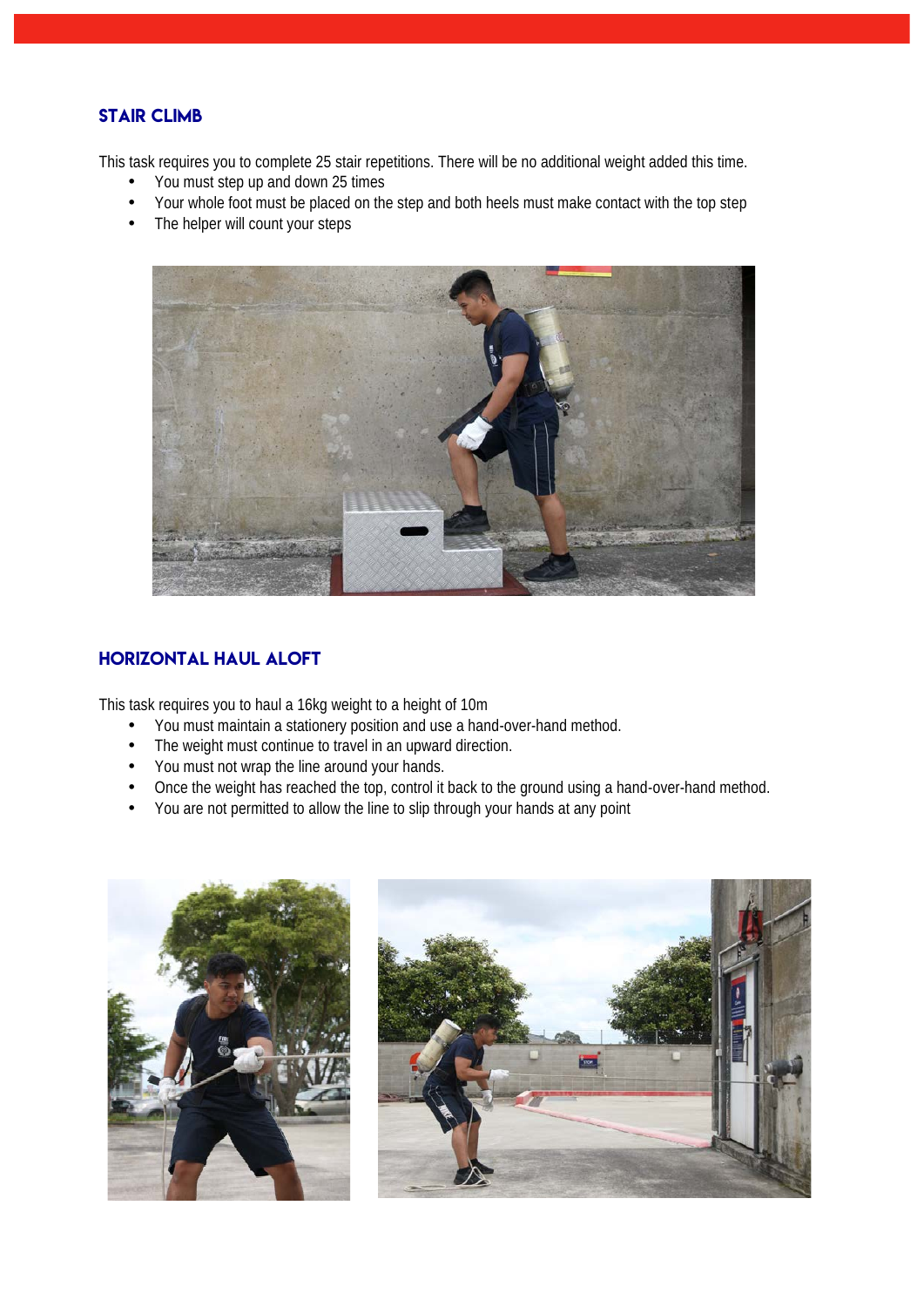## STAIR CLIMB

This task requires you to complete 25 stair repetitions. There will be no additional weight added this time.

- You must step up and down 25 times
- Your whole foot must be placed on the step and both heels must make contact with the top step
- The helper will count your steps

## HORIZONTAL HAUL ALOFT

This task requires you to haul a 16kg weight to a height of 10m

- You must maintain a stationery position and use a hand-over-hand method.
- The weight must continue to travel in an upward direction.
- You must not wrap the line around your hands.
- Once the weight has reached the top, control it back to the ground using a hand-over-hand method.
- You are not permitted to allow the line to slip through your hands at any point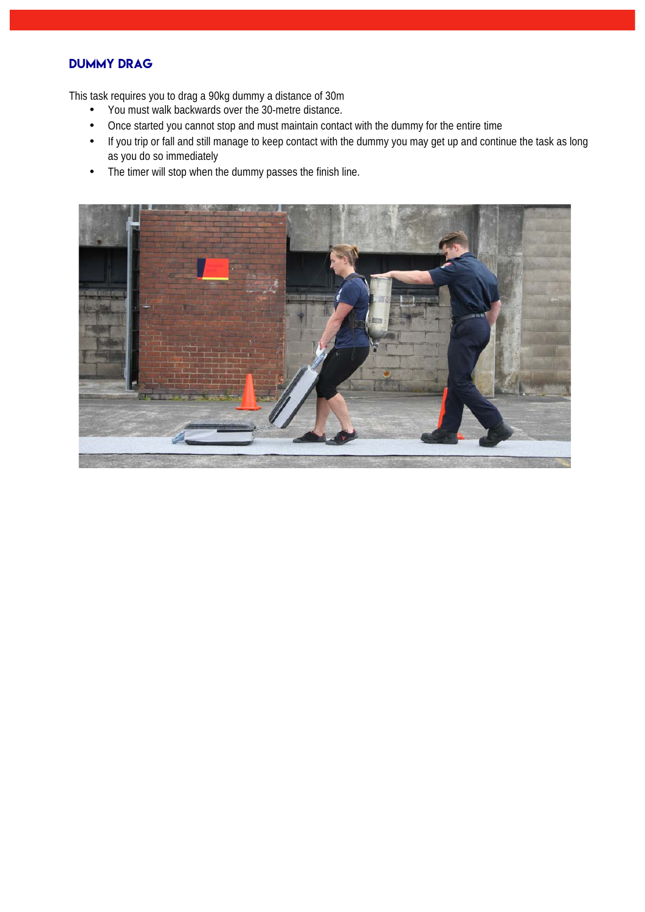## DUMMY DRAG

This task requires you to drag a 90kg dummy a distance of 30m

- You must walk backwards over the 30-metre distance.
- Once started you cannot stop and must maintain contact with the dummy for the entire time
- If you trip or fall and still manage to keep contact with the dummy you may get up and continue the task as long as you do so immediately
- The timer will stop when the dummy passes the finish line.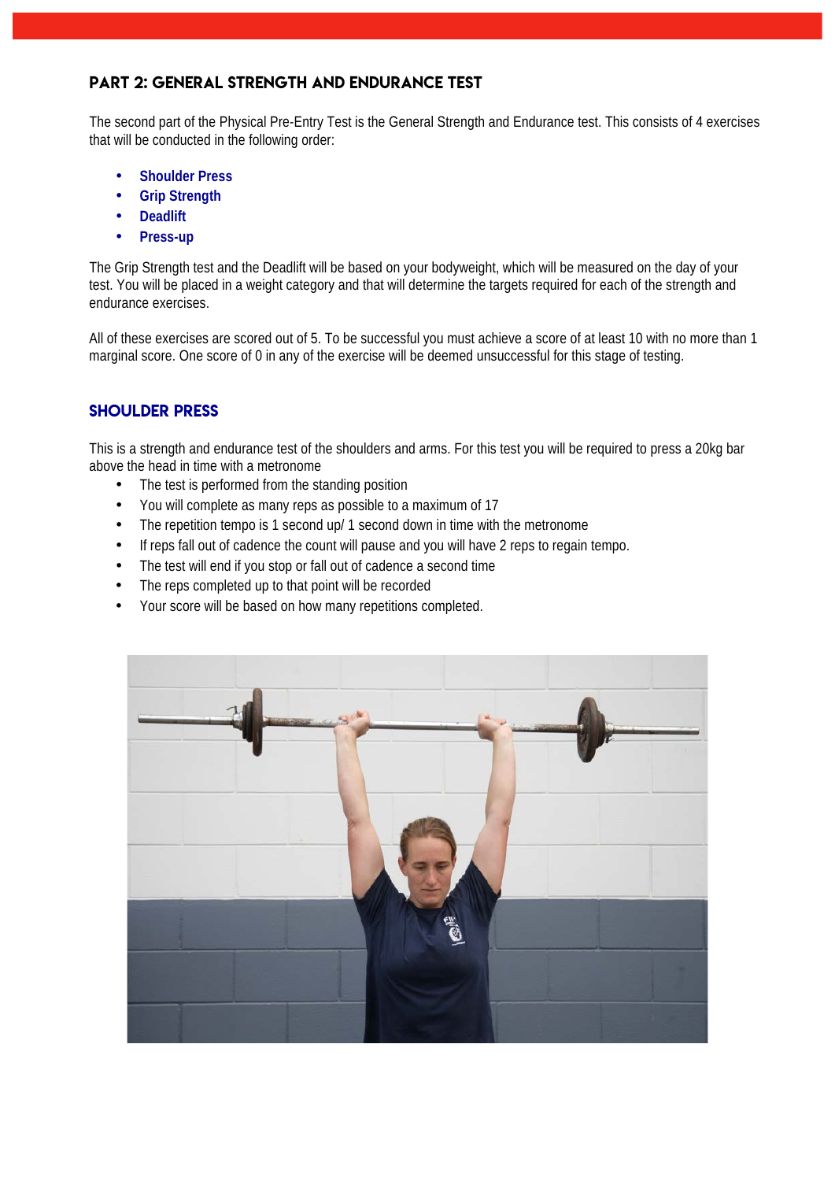## PART 2: GENERAL STRENGTH AND ENDURANCE TEST

The second part of the Physical Pre-Entry Test is the General Strength and Endurance test. This consists of 4 exercises that will be conducted in the following order:

- **Shoulder Press**
- **Grip Strength**
- **Deadlift**
- **Press-up**

The Grip Strength test and the Deadlift will be based on your bodyweight, which will be measured on the day of your test. You will be placed in a weight category and that will determine the targets required for each of the strength and endurance exercises.

All of these exercises are scored out of 5. To be successful you must achieve a score of at least 10 with no more than 1 marginal score. One score of 0 in any of the exercise will be deemed unsuccessful for this stage of testing.

### SHOULDER PRESS

This is a strength and endurance test of the shoulders and arms. For this test you will be required to press a 20kg bar above the head in time with a metronome

- The test is performed from the standing position
- You will complete as many reps as possible to a maximum of 17
- The repetition tempo is 1 second up/ 1 second down in time with the metronome
- If reps fall out of cadence the count will pause and you will have 2 reps to regain tempo.
- The test will end if you stop or fall out of cadence a second time
- The reps completed up to that point will be recorded
- Your score will be based on how many repetitions completed.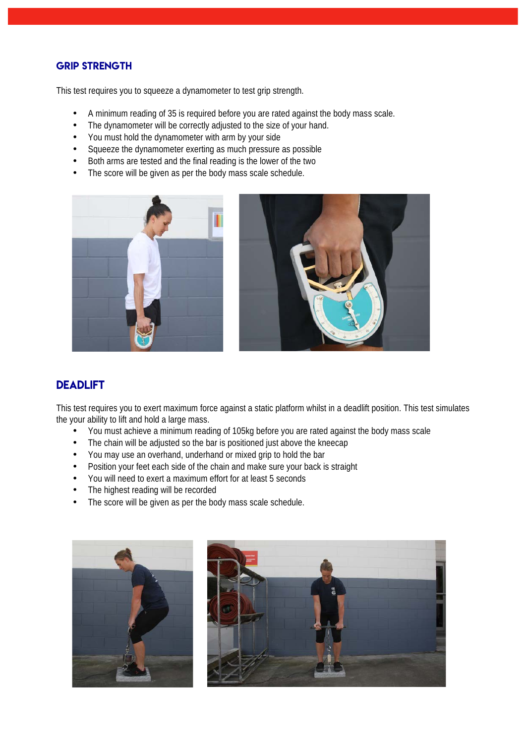## GRIP STRENGTH

This test requires you to squeeze a dynamometer to test grip strength.

- A minimum reading of 35 is required before you are rated against the body mass scale.
- The dynamometer will be correctly adjusted to the size of your hand.
- You must hold the dynamometer with arm by your side
- Squeeze the dynamometer exerting as much pressure as possible
- Both arms are tested and the final reading is the lower of the two
- The score will be given as per the body mass scale schedule.

## DEADLIFT

This test requires you to exert maximum force against a static platform whilst in a deadlift position. This test simulates the your ability to lift and hold a large mass.

- You must achieve a minimum reading of 105kg before you are rated against the body mass scale
- The chain will be adjusted so the bar is positioned just above the kneecap
- You may use an overhand, underhand or mixed grip to hold the bar
- Position your feet each side of the chain and make sure your back is straight
- You will need to exert a maximum effort for at least 5 seconds
- The highest reading will be recorded
- The score will be given as per the body mass scale schedule.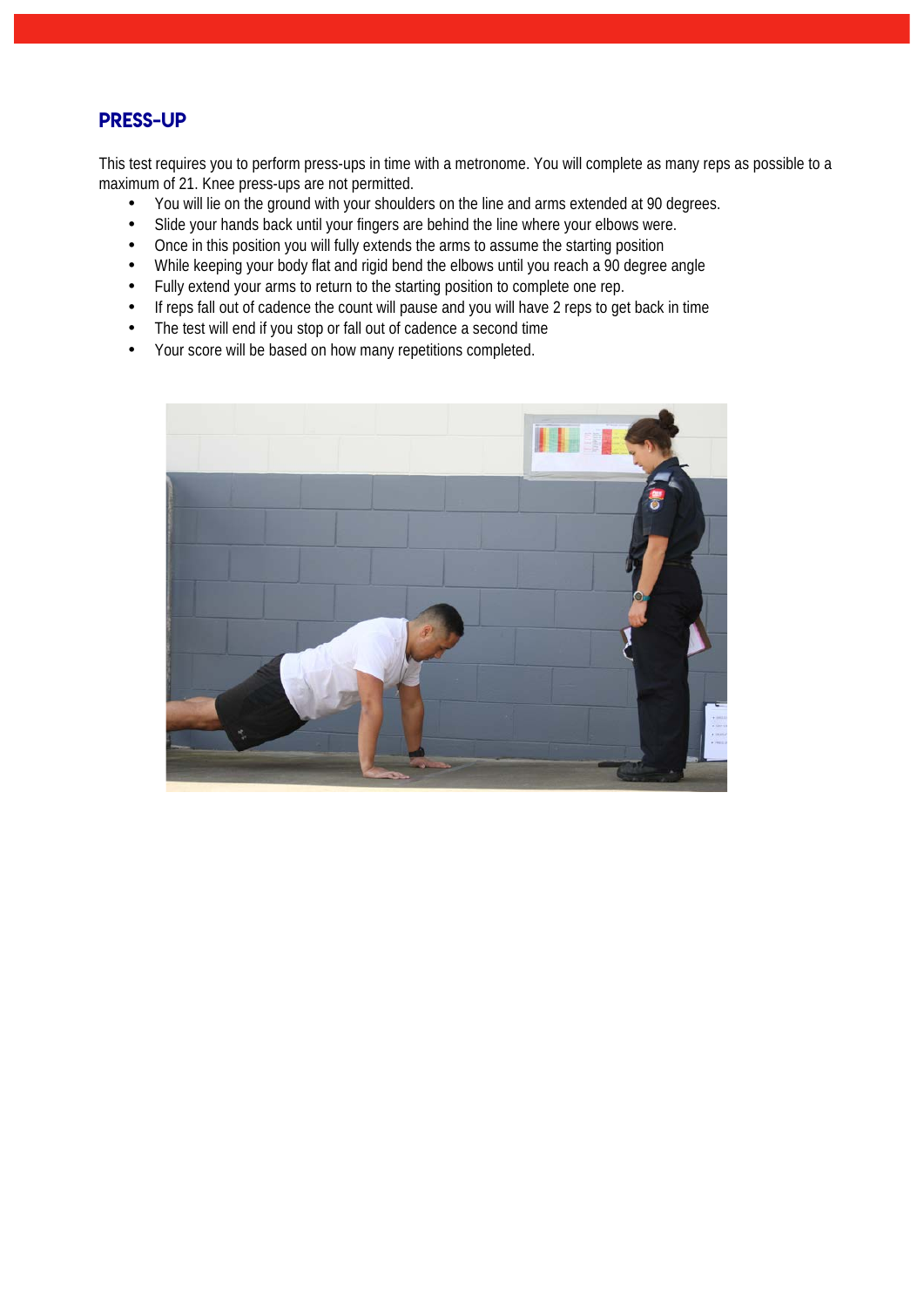## PRESS-UP

This test requires you to perform press-ups in time with a metronome. You will complete as many reps as possible to a maximum of 21. Knee press-ups are not permitted.

- You will lie on the ground with your shoulders on the line and arms extended at 90 degrees.
- Slide your hands back until your fingers are behind the line where your elbows were.
- Once in this position you will fully extends the arms to assume the starting position
- While keeping your body flat and rigid bend the elbows until you reach a 90 degree angle
- Fully extend your arms to return to the starting position to complete one rep.
- If reps fall out of cadence the count will pause and you will have 2 reps to get back in time
- The test will end if you stop or fall out of cadence a second time
- Your score will be based on how many repetitions completed.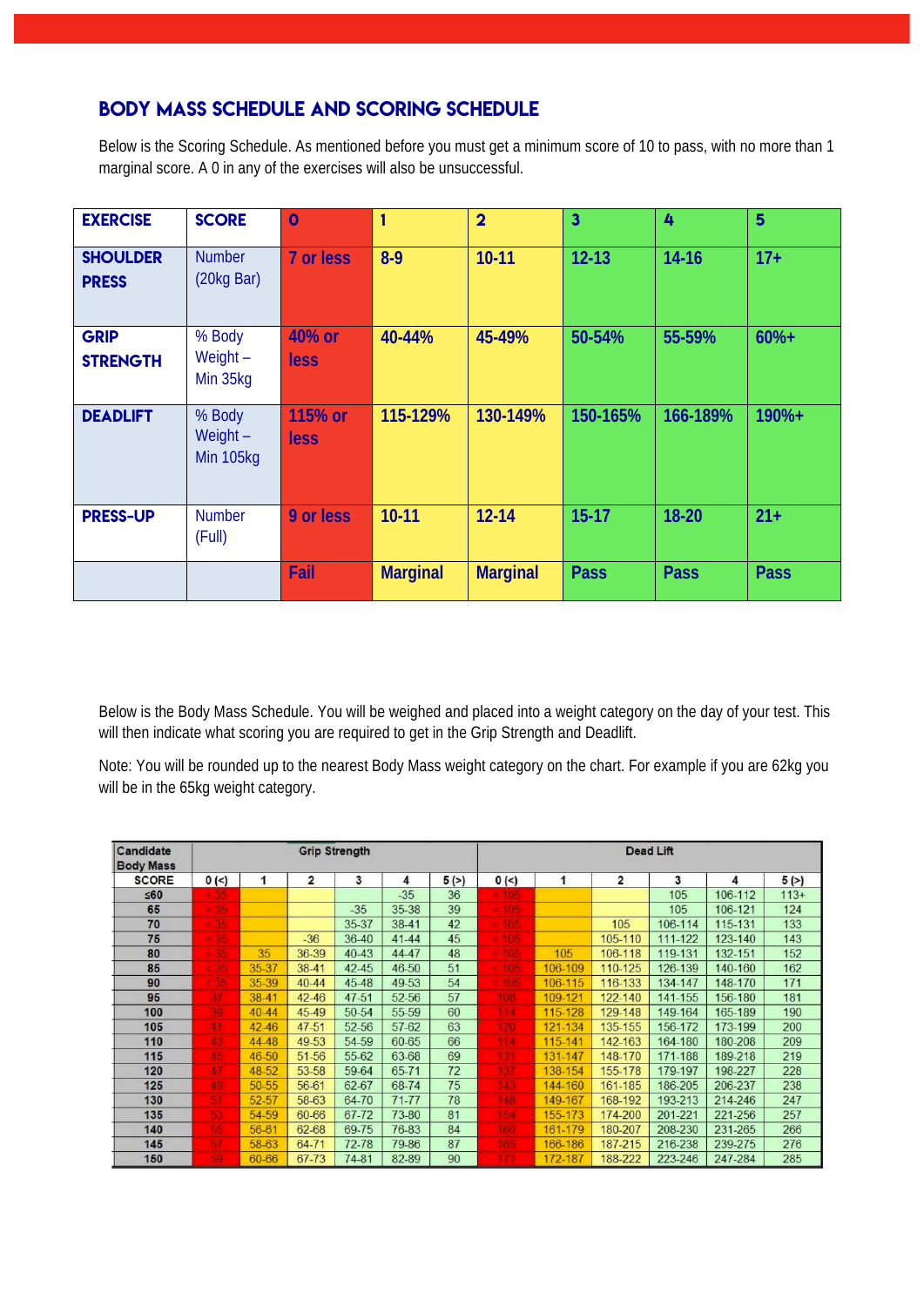## BODY MASS SCHEDULE AND SCORING SCHEDULE

Below is the Scoring Schedule. As mentioned before you must get a minimum score of 10 to pass, with no more than 1 marginal score. A 0 in any of the exercises will also be unsuccessful.

| EXERCISE | SCORE | 0 | 1 | 2 | 3 | 4 | 5 |
|---|---|---|---|---|---|---|---|
| SHOULDER PRESS | Number (20kg Bar) | 7 or less | 8-9 | 10-11 | 12-13 | 14-16 | 17+ |
| GRIP STRENGTH | % Body Weight – Min 35kg | 40% or less | 40-44% | 45-49% | 50-54% | 55-59% | 60%+ |
| DEADLIFT | % Body Weight – Min 105kg | 115% or less | 115-129% | 130-149% | 150-165% | 166-189% | 190%+ |
| PRESS-UP | Number (Full) | 9 or less | 10-11 | 12-14 | 15-17 | 18-20 | 21+ |
| | | Fail | Marginal | Marginal | Pass | Pass | Pass |

Below is the Body Mass Schedule. You will be weighed and placed into a weight category on the day of your test. This will then indicate what scoring you are required to get in the Grip Strength and Deadlift.

Note: You will be rounded up to the nearest Body Mass weight category on the chart. For example if you are 62kg you will be in the 65kg weight category.

| Candidate Body Mass | Grip Strength | | | | | | Dead Lift | | | | | |
|---|---|---|---|---|---|---|---|---|---|---|---|---|
| SCORE | 0 (<) | 1 | 2 | 3 | 4 | 5 (>) | 0 (<) | 1 | 2 | 3 | 4 | 5 (>) |
| ≤60 | < 35 | | | | -35 | 36 | < 105 | | | 105 | 106-112 | 113+ |
| 65 | < 35 | | | -35 | 35-38 | 39 | < 105 | | | 105 | 106-121 | 124 |
| 70 | < 35 | | | 35-37 | 38-41 | 42 | < 105 | | 105 | 106-114 | 115-131 | 133 |
| 75 | < 35 | | -36 | 36-40 | 41-44 | 45 | < 105 | | 105-110 | 111-122 | 123-140 | 143 |
| 80 | < 35 | 35 | 36-39 | 40-43 | 44-47 | 48 | < 105 | 105 | 106-118 | 119-131 | 132-151 | 152 |
| 85 | < 35 | 35-37 | 38-41 | 42-45 | 46-50 | 51 | < 105 | 106-109 | 110-125 | 126-139 | 140-160 | 162 |
| 90 | < 35 | 35-39 | 40-44 | 45-48 | 49-53 | 54 | < 105 | 106-115 | 116-133 | 134-147 | 148-170 | 171 |
| 95 | 37 | 38-41 | 42-46 | 47-51 | 52-56 | 57 | 108 | 109-121 | 122-140 | 141-155 | 156-180 | 181 |
| 100 | 39 | 40-44 | 45-49 | 50-54 | 55-59 | 60 | 114 | 115-128 | 129-148 | 149-164 | 165-189 | 190 |
| 105 | 41 | 42-46 | 47-51 | 52-56 | 57-62 | 63 | 120 | 121-134 | 135-155 | 156-172 | 173-199 | 200 |
| 110 | 43 | 44-48 | 49-53 | 54-59 | 60-65 | 66 | 114 | 115-141 | 142-163 | 164-180 | 180-208 | 209 |
| 115 | 45 | 46-50 | 51-56 | 55-62 | 63-68 | 69 | 131 | 131-147 | 148-170 | 171-188 | 189-218 | 219 |
| 120 | 47 | 48-52 | 53-58 | 59-64 | 65-71 | 72 | 137 | 138-154 | 155-178 | 179-197 | 198-227 | 228 |
| 125 | 49 | 50-55 | 56-61 | 62-67 | 68-74 | 75 | 143 | 144-160 | 161-185 | 186-205 | 206-237 | 238 |
| 130 | 51 | 52-57 | 58-63 | 64-70 | 71-77 | 78 | 148 | 149-167 | 168-192 | 193-213 | 214-246 | 247 |
| 135 | 53 | 54-59 | 60-66 | 67-72 | 73-80 | 81 | 154 | 155-173 | 174-200 | 201-221 | 221-256 | 257 |
| 140 | 55 | 56-61 | 62-68 | 69-75 | 76-83 | 84 | 160 | 161-179 | 180-207 | 208-230 | 231-265 | 266 |
| 145 | 57 | 58-63 | 64-71 | 72-78 | 79-86 | 87 | 165 | 166-186 | 187-215 | 216-238 | 239-275 | 276 |
| 150 | 59 | 60-66 | 67-73 | 74-81 | 82-89 | 90 | 171 | 172-187 | 188-222 | 223-246 | 247-284 | 285 |